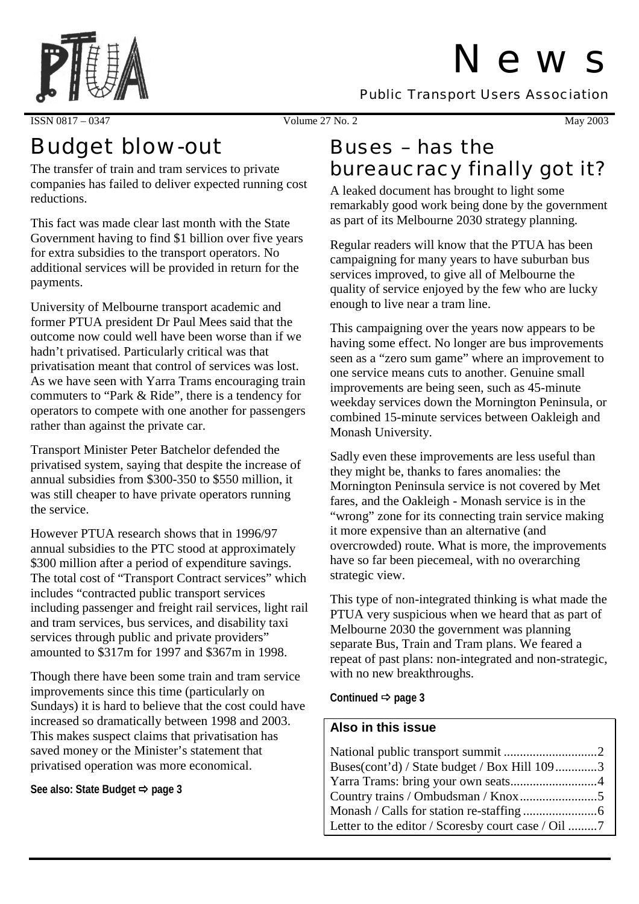# News

Public Transport Users Association

ISSN 0817 – 0347 Volume 27 No. 2 May 2003

## Budget blow-out

The transfer of train and tram services to private companies has failed to deliver expected running cost reductions.

This fact was made clear last month with the State Government having to find $1 billion over five years for extra subsidies to the transport operators. No additional services will be provided in return for the payments.

University of Melbourne transport academic and former PTUA president Dr Paul Mees said that the outcome now could well have been worse than if we hadn't privatised. Particularly critical was that privatisation meant that control of services was lost. As we have seen with Yarra Trams encouraging train commuters to "Park & Ride", there is a tendency for operators to compete with one another for passengers rather than against the private car.

Transport Minister Peter Batchelor defended the privatised system, saying that despite the increase of annual subsidies from $300-350 to $550 million, it was still cheaper to have private operators running the service.

However PTUA research shows that in 1996/97 annual subsidies to the PTC stood at approximately $300 million after a period of expenditure savings. The total cost of "Transport Contract services" which includes "contracted public transport services including passenger and freight rail services, light rail and tram services, bus services, and disability taxi services through public and private providers" amounted to $317m for 1997 and $367m in 1998.

Though there have been some train and tram service improvements since this time (particularly on Sundays) it is hard to believe that the cost could have increased so dramatically between 1998 and 2003. This makes suspect claims that privatisation has saved money or the Minister's statement that privatised operation was more economical.

**See also: State Budget ⇨ page 3**

## Buses – has the bureaucracy finally got it?

A leaked document has brought to light some remarkably good work being done by the government as part of its Melbourne 2030 strategy planning.

Regular readers will know that the PTUA has been campaigning for many years to have suburban bus services improved, to give all of Melbourne the quality of service enjoyed by the few who are lucky enough to live near a tram line.

This campaigning over the years now appears to be having some effect. No longer are bus improvements seen as a "zero sum game" where an improvement to one service means cuts to another. Genuine small improvements are being seen, such as 45-minute weekday services down the Mornington Peninsula, or combined 15-minute services between Oakleigh and Monash University.

Sadly even these improvements are less useful than they might be, thanks to fares anomalies: the Mornington Peninsula service is not covered by Met fares, and the Oakleigh - Monash service is in the "wrong" zone for its connecting train service making it more expensive than an alternative (and overcrowded) route. What is more, the improvements have so far been piecemeal, with no overarching strategic view.

This type of non-integrated thinking is what made the PTUA very suspicious when we heard that as part of Melbourne 2030 the government was planning separate Bus, Train and Tram plans. We feared a repeat of past plans: non-integrated and non-strategic, with no new breakthroughs.

**Continued ⇨ page 3**

### Also in this issue

- National public transport summit ............................2
- Buses(cont'd) / State budget / Box Hill 109.............3
- Yarra Trams: bring your own seats...........................4
- Country trains / Ombudsman / Knox........................5
- Monash / Calls for station re-staffing.......................6
- Letter to the editor / Scoresby court case / Oil .........7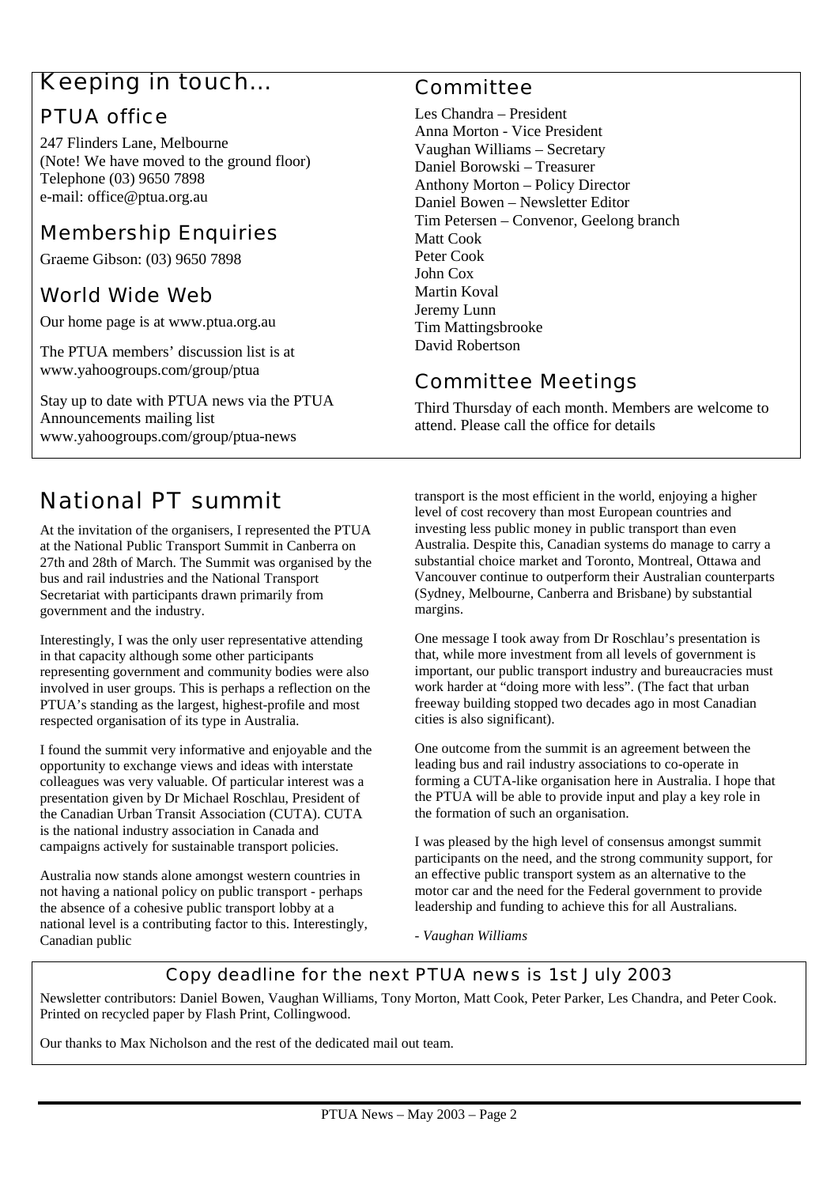## Keeping in touch...

### PTUA office

247 Flinders Lane, Melbourne
(Note! We have moved to the ground floor)
Telephone (03) 9650 7898
e-mail: office@ptua.org.au

### Membership Enquiries

Graeme Gibson: (03) 9650 7898

### World Wide Web

Our home page is at www.ptua.org.au

The PTUA members' discussion list is at www.yahoogroups.com/group/ptua

Stay up to date with PTUA news via the PTUA Announcements mailing list www.yahoogroups.com/group/ptua-news

### Committee

Les Chandra – President
Anna Morton - Vice President
Vaughan Williams – Secretary
Daniel Borowski – Treasurer
Anthony Morton – Policy Director
Daniel Bowen – Newsletter Editor
Tim Petersen – Convenor, Geelong branch
Matt Cook
Peter Cook
John Cox
Martin Koval
Jeremy Lunn
Tim Mattingsbrooke
David Robertson

### Committee Meetings

Third Thursday of each month. Members are welcome to attend. Please call the office for details

# National PT summit

At the invitation of the organisers, I represented the PTUA at the National Public Transport Summit in Canberra on 27th and 28th of March. The Summit was organised by the bus and rail industries and the National Transport Secretariat with participants drawn primarily from government and the industry.

Interestingly, I was the only user representative attending in that capacity although some other participants representing government and community bodies were also involved in user groups. This is perhaps a reflection on the PTUA's standing as the largest, highest-profile and most respected organisation of its type in Australia.

I found the summit very informative and enjoyable and the opportunity to exchange views and ideas with interstate colleagues was very valuable. Of particular interest was a presentation given by Dr Michael Roschlau, President of the Canadian Urban Transit Association (CUTA). CUTA is the national industry association in Canada and campaigns actively for sustainable transport policies.

Australia now stands alone amongst western countries in not having a national policy on public transport - perhaps the absence of a cohesive public transport lobby at a national level is a contributing factor to this. Interestingly, Canadian public transport is the most efficient in the world, enjoying a higher level of cost recovery than most European countries and investing less public money in public transport than even Australia. Despite this, Canadian systems do manage to carry a substantial choice market and Toronto, Montreal, Ottawa and Vancouver continue to outperform their Australian counterparts (Sydney, Melbourne, Canberra and Brisbane) by substantial margins.

One message I took away from Dr Roschlau's presentation is that, while more investment from all levels of government is important, our public transport industry and bureaucracies must work harder at "doing more with less". (The fact that urban freeway building stopped two decades ago in most Canadian cities is also significant).

One outcome from the summit is an agreement between the leading bus and rail industry associations to co-operate in forming a CUTA-like organisation here in Australia. I hope that the PTUA will be able to provide input and play a key role in the formation of such an organisation.

I was pleased by the high level of consensus amongst summit participants on the need, and the strong community support, for an effective public transport system as an alternative to the motor car and the need for the Federal government to provide leadership and funding to achieve this for all Australians.

*- Vaughan Williams*

### Copy deadline for the next PTUA news is 1st July 2003

Newsletter contributors: Daniel Bowen, Vaughan Williams, Tony Morton, Matt Cook, Peter Parker, Les Chandra, and Peter Cook. Printed on recycled paper by Flash Print, Collingwood.

Our thanks to Max Nicholson and the rest of the dedicated mail out team.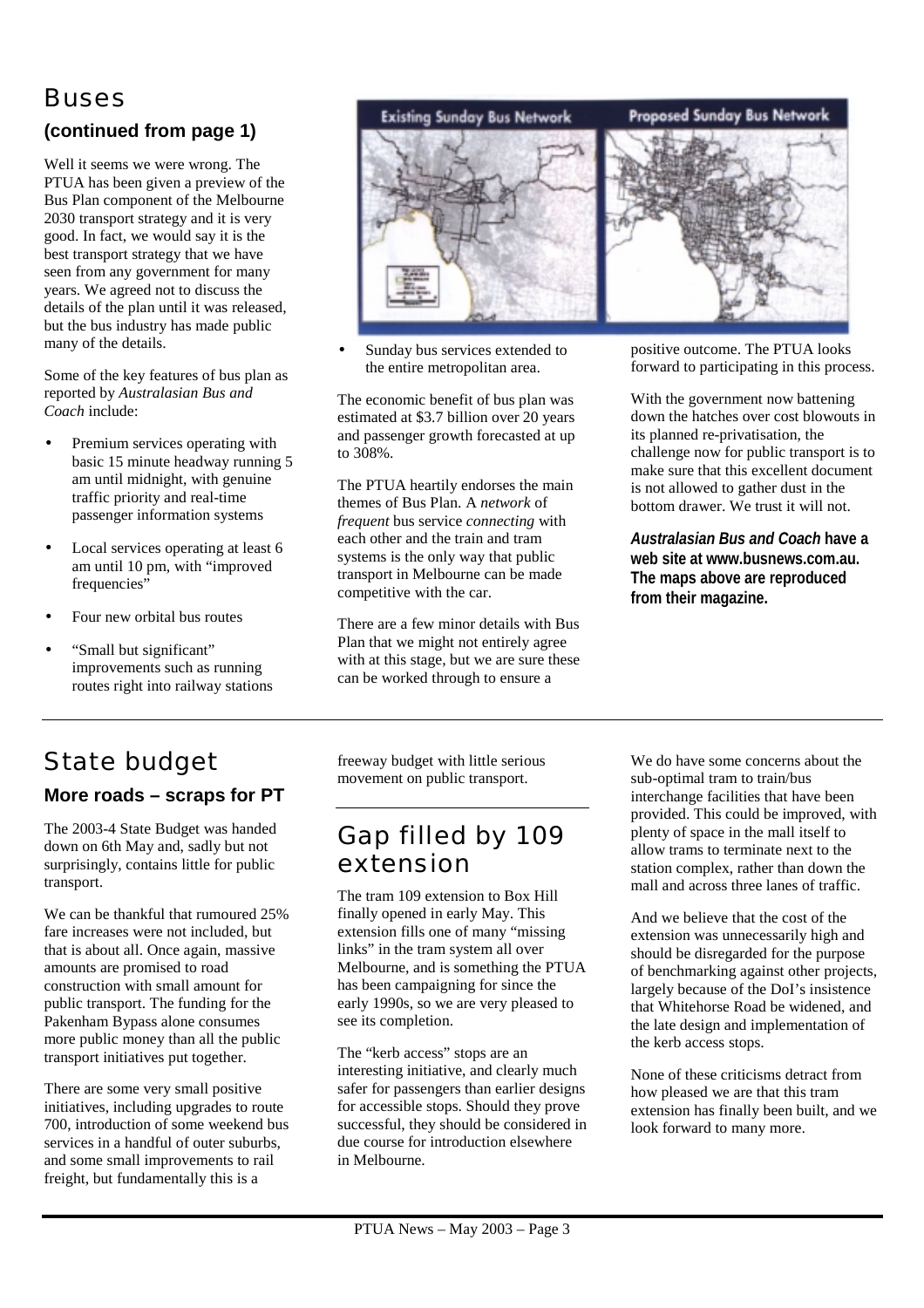## Buses

### (continued from page 1)

Well it seems we were wrong. The PTUA has been given a preview of the Bus Plan component of the Melbourne 2030 transport strategy and it is very good. In fact, we would say it is the best transport strategy that we have seen from any government for many years. We agreed not to discuss the details of the plan until it was released, but the bus industry has made public many of the details.

Some of the key features of bus plan as reported by *Australasian Bus and Coach* include:

- Premium services operating with basic 15 minute headway running 5 am until midnight, with genuine traffic priority and real-time passenger information systems
- Local services operating at least 6 am until 10 pm, with "improved frequencies"
- Four new orbital bus routes
- "Small but significant" improvements such as running routes right into railway stations
- Sunday bus services extended to the entire metropolitan area.

Existing Sunday Bus Network / Proposed Sunday Bus Network

The economic benefit of bus plan was estimated at $3.7 billion over 20 years and passenger growth forecasted at up to 308%.

The PTUA heartily endorses the main themes of Bus Plan. A *network* of *frequent* bus service *connecting* with each other and the train and tram systems is the only way that public transport in Melbourne can be made competitive with the car.

There are a few minor details with Bus Plan that we might not entirely agree with at this stage, but we are sure these can be worked through to ensure a positive outcome. The PTUA looks forward to participating in this process.

With the government now battening down the hatches over cost blowouts in its planned re-privatisation, the challenge now for public transport is to make sure that this excellent document is not allowed to gather dust in the bottom drawer. We trust it will not.

***Australasian Bus and Coach* have a web site at www.busnews.com.au. The maps above are reproduced from their magazine.**

## State budget

### More roads – scraps for PT

The 2003-4 State Budget was handed down on 6th May and, sadly but not surprisingly, contains little for public transport.

We can be thankful that rumoured 25% fare increases were not included, but that is about all. Once again, massive amounts are promised to road construction with small amount for public transport. The funding for the Pakenham Bypass alone consumes more public money than all the public transport initiatives put together.

There are some very small positive initiatives, including upgrades to route 700, introduction of some weekend bus services in a handful of outer suburbs, and some small improvements to rail freight, but fundamentally this is a freeway budget with little serious movement on public transport.

## Gap filled by 109 extension

The tram 109 extension to Box Hill finally opened in early May. This extension fills one of many "missing links" in the tram system all over Melbourne, and is something the PTUA has been campaigning for since the early 1990s, so we are very pleased to see its completion.

The "kerb access" stops are an interesting initiative, and clearly much safer for passengers than earlier designs for accessible stops. Should they prove successful, they should be considered in due course for introduction elsewhere in Melbourne.

We do have some concerns about the sub-optimal tram to train/bus interchange facilities that have been provided. This could be improved, with plenty of space in the mall itself to allow trams to terminate next to the station complex, rather than down the mall and across three lanes of traffic.

And we believe that the cost of the extension was unnecessarily high and should be disregarded for the purpose of benchmarking against other projects, largely because of the DoI's insistence that Whitehorse Road be widened, and the late design and implementation of the kerb access stops.

None of these criticisms detract from how pleased we are that this tram extension has finally been built, and we look forward to many more.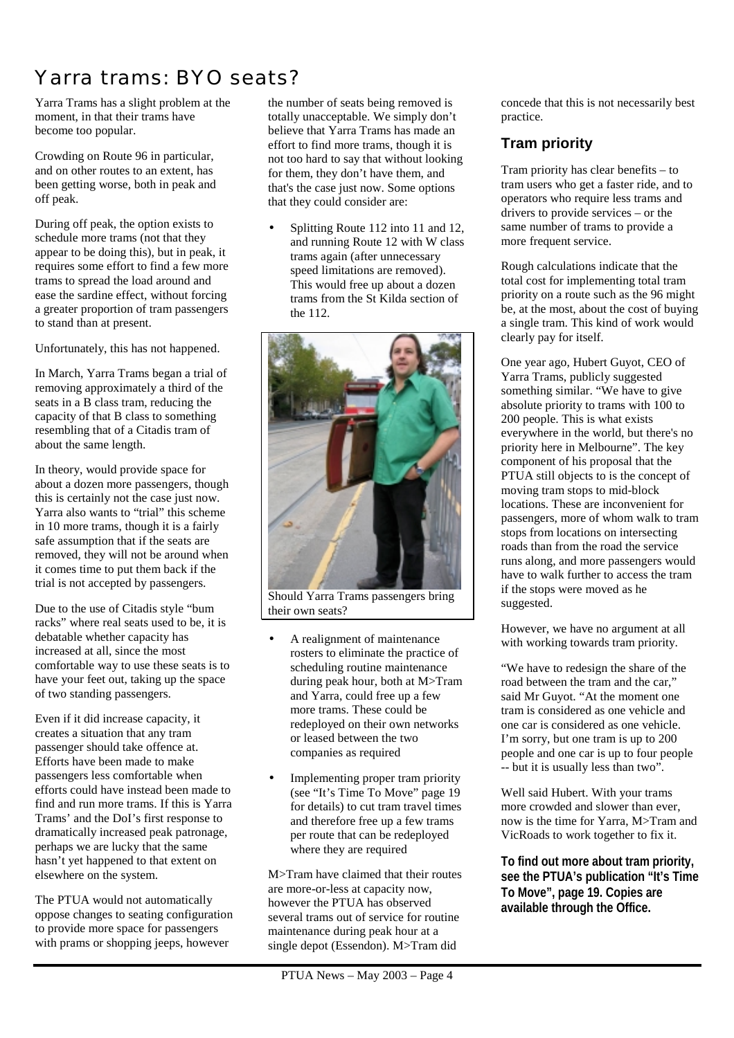# Yarra trams: BYO seats?

Yarra Trams has a slight problem at the moment, in that their trams have become too popular.

Crowding on Route 96 in particular, and on other routes to an extent, has been getting worse, both in peak and off peak.

During off peak, the option exists to schedule more trams (not that they appear to be doing this), but in peak, it requires some effort to find a few more trams to spread the load around and ease the sardine effect, without forcing a greater proportion of tram passengers to stand than at present.

Unfortunately, this has not happened.

In March, Yarra Trams began a trial of removing approximately a third of the seats in a B class tram, reducing the capacity of that B class to something resembling that of a Citadis tram of about the same length.

In theory, would provide space for about a dozen more passengers, though this is certainly not the case just now. Yarra also wants to "trial" this scheme in 10 more trams, though it is a fairly safe assumption that if the seats are removed, they will not be around when it comes time to put them back if the trial is not accepted by passengers.

Due to the use of Citadis style "bum racks" where real seats used to be, it is debatable whether capacity has increased at all, since the most comfortable way to use these seats is to have your feet out, taking up the space of two standing passengers.

Even if it did increase capacity, it creates a situation that any tram passenger should take offence at. Efforts have been made to make passengers less comfortable when efforts could have instead been made to find and run more trams. If this is Yarra Trams' and the DoI's first response to dramatically increased peak patronage, perhaps we are lucky that the same hasn't yet happened to that extent on elsewhere on the system.

The PTUA would not automatically oppose changes to seating configuration to provide more space for passengers with prams or shopping jeeps, however the number of seats being removed is totally unacceptable. We simply don't believe that Yarra Trams has made an effort to find more trams, though it is not too hard to say that without looking for them, they don't have them, and that's the case just now. Some options that they could consider are:

- Splitting Route 112 into 11 and 12, and running Route 12 with W class trams again (after unnecessary speed limitations are removed). This would free up about a dozen trams from the St Kilda section of the 112.

Should Yarra Trams passengers bring their own seats?

- A realignment of maintenance rosters to eliminate the practice of scheduling routine maintenance during peak hour, both at M>Tram and Yarra, could free up a few more trams. These could be redeployed on their own networks or leased between the two companies as required
- Implementing proper tram priority (see "It's Time To Move" page 19 for details) to cut tram travel times and therefore free up a few trams per route that can be redeployed where they are required

M>Tram have claimed that their routes are more-or-less at capacity now, however the PTUA has observed several trams out of service for routine maintenance during peak hour at a single depot (Essendon). M>Tram did concede that this is not necessarily best practice.

## Tram priority

Tram priority has clear benefits – to tram users who get a faster ride, and to operators who require less trams and drivers to provide services – or the same number of trams to provide a more frequent service.

Rough calculations indicate that the total cost for implementing total tram priority on a route such as the 96 might be, at the most, about the cost of buying a single tram. This kind of work would clearly pay for itself.

One year ago, Hubert Guyot, CEO of Yarra Trams, publicly suggested something similar. "We have to give absolute priority to trams with 100 to 200 people. This is what exists everywhere in the world, but there's no priority here in Melbourne". The key component of his proposal that the PTUA still objects to is the concept of moving tram stops to mid-block locations. These are inconvenient for passengers, more of whom walk to tram stops from locations on intersecting roads than from the road the service runs along, and more passengers would have to walk further to access the tram if the stops were moved as he suggested.

However, we have no argument at all with working towards tram priority.

"We have to redesign the share of the road between the tram and the car," said Mr Guyot. "At the moment one tram is considered as one vehicle and one car is considered as one vehicle. I'm sorry, but one tram is up to 200 people and one car is up to four people -- but it is usually less than two".

Well said Hubert. With your trams more crowded and slower than ever, now is the time for Yarra, M>Tram and VicRoads to work together to fix it.

**To find out more about tram priority, see the PTUA's publication "It's Time To Move", page 19. Copies are available through the Office.**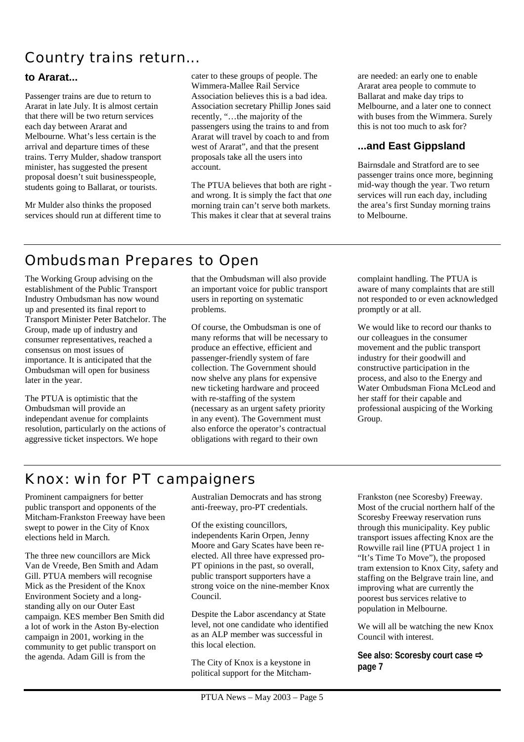# Country trains return...

### to Ararat...

Passenger trains are due to return to Ararat in late July. It is almost certain that there will be two return services each day between Ararat and Melbourne. What's less certain is the arrival and departure times of these trains. Terry Mulder, shadow transport minister, has suggested the present proposal doesn't suit businesspeople, students going to Ballarat, or tourists.

Mr Mulder also thinks the proposed services should run at different time to cater to these groups of people. The Wimmera-Mallee Rail Service Association believes this is a bad idea. Association secretary Phillip Jones said recently, "…the majority of the passengers using the trains to and from Ararat will travel by coach to and from west of Ararat", and that the present proposals take all the users into account.

The PTUA believes that both are right - and wrong. It is simply the fact that *one* morning train can't serve both markets. This makes it clear that at several trains are needed: an early one to enable Ararat area people to commute to Ballarat and make day trips to Melbourne, and a later one to connect with buses from the Wimmera. Surely this is not too much to ask for?

### ...and East Gippsland

Bairnsdale and Stratford are to see passenger trains once more, beginning mid-way though the year. Two return services will run each day, including the area's first Sunday morning trains to Melbourne.

# Ombudsman Prepares to Open

The Working Group advising on the establishment of the Public Transport Industry Ombudsman has now wound up and presented its final report to Transport Minister Peter Batchelor. The Group, made up of industry and consumer representatives, reached a consensus on most issues of importance. It is anticipated that the Ombudsman will open for business later in the year.

The PTUA is optimistic that the Ombudsman will provide an independant avenue for complaints resolution, particularly on the actions of aggressive ticket inspectors. We hope that the Ombudsman will also provide an important voice for public transport users in reporting on systematic problems.

Of course, the Ombudsman is one of many reforms that will be necessary to produce an effective, efficient and passenger-friendly system of fare collection. The Government should now shelve any plans for expensive new ticketing hardware and proceed with re-staffing of the system (necessary as an urgent safety priority in any event). The Government must also enforce the operator's contractual obligations with regard to their own complaint handling. The PTUA is aware of many complaints that are still not responded to or even acknowledged promptly or at all.

We would like to record our thanks to our colleagues in the consumer movement and the public transport industry for their goodwill and constructive participation in the process, and also to the Energy and Water Ombudsman Fiona McLeod and her staff for their capable and professional auspicing of the Working Group.

# Knox: win for PT campaigners

Prominent campaigners for better public transport and opponents of the Mitcham-Frankston Freeway have been swept to power in the City of Knox elections held in March.

The three new councillors are Mick Van de Vreede, Ben Smith and Adam Gill. PTUA members will recognise Mick as the President of the Knox Environment Society and a long-standing ally on our Outer East campaign. KES member Ben Smith did a lot of work in the Aston By-election campaign in 2001, working in the community to get public transport on the agenda. Adam Gill is from the Australian Democrats and has strong anti-freeway, pro-PT credentials.

Of the existing councillors, independents Karin Orpen, Jenny Moore and Gary Scates have been re-elected. All three have expressed pro-PT opinions in the past, so overall, public transport supporters have a strong voice on the nine-member Knox Council.

Despite the Labor ascendancy at State level, not one candidate who identified as an ALP member was successful in this local election.

The City of Knox is a keystone in political support for the Mitcham-Frankston (nee Scoresby) Freeway. Most of the crucial northern half of the Scoresby Freeway reservation runs through this municipality. Key public transport issues affecting Knox are the Rowville rail line (PTUA project 1 in "It's Time To Move"), the proposed tram extension to Knox City, safety and staffing on the Belgrave train line, and improving what are currently the poorest bus services relative to population in Melbourne.

We will all be watching the new Knox Council with interest.

**See also: Scoresby court case ⇨ page 7**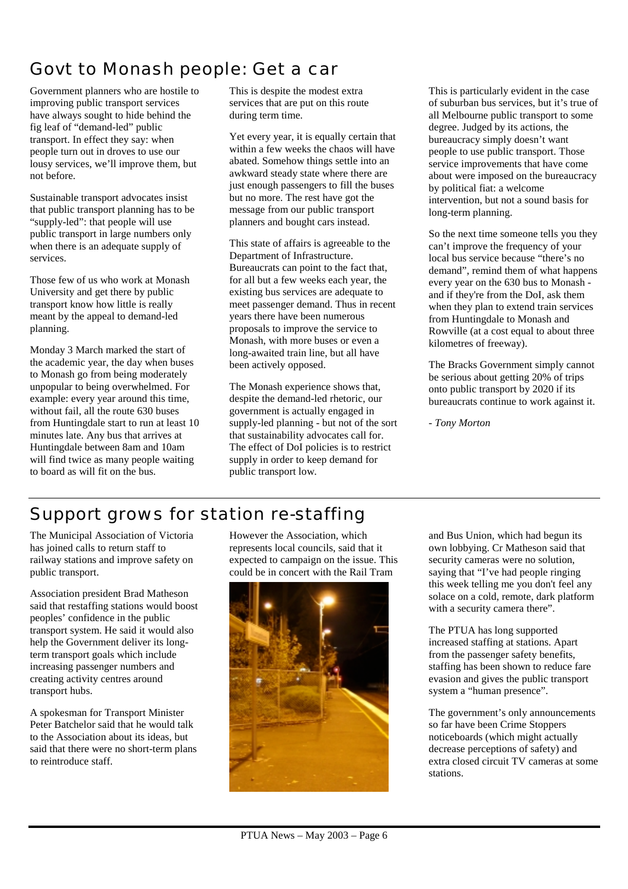## Govt to Monash people: Get a car

Government planners who are hostile to improving public transport services have always sought to hide behind the fig leaf of "demand-led" public transport. In effect they say: when people turn out in droves to use our lousy services, we'll improve them, but not before.

Sustainable transport advocates insist that public transport planning has to be "supply-led": that people will use public transport in large numbers only when there is an adequate supply of services.

Those few of us who work at Monash University and get there by public transport know how little is really meant by the appeal to demand-led planning.

Monday 3 March marked the start of the academic year, the day when buses to Monash go from being moderately unpopular to being overwhelmed. For example: every year around this time, without fail, all the route 630 buses from Huntingdale start to run at least 10 minutes late. Any bus that arrives at Huntingdale between 8am and 10am will find twice as many people waiting to board as will fit on the bus.

This is despite the modest extra services that are put on this route during term time.

Yet every year, it is equally certain that within a few weeks the chaos will have abated. Somehow things settle into an awkward steady state where there are just enough passengers to fill the buses but no more. The rest have got the message from our public transport planners and bought cars instead.

This state of affairs is agreeable to the Department of Infrastructure. Bureaucrats can point to the fact that, for all but a few weeks each year, the existing bus services are adequate to meet passenger demand. Thus in recent years there have been numerous proposals to improve the service to Monash, with more buses or even a long-awaited train line, but all have been actively opposed.

The Monash experience shows that, despite the demand-led rhetoric, our government is actually engaged in supply-led planning - but not of the sort that sustainability advocates call for. The effect of DoI policies is to restrict supply in order to keep demand for public transport low.

This is particularly evident in the case of suburban bus services, but it's true of all Melbourne public transport to some degree. Judged by its actions, the bureaucracy simply doesn't want people to use public transport. Those service improvements that have come about were imposed on the bureaucracy by political fiat: a welcome intervention, but not a sound basis for long-term planning.

So the next time someone tells you they can't improve the frequency of your local bus service because "there's no demand", remind them of what happens every year on the 630 bus to Monash - and if they're from the DoI, ask them when they plan to extend train services from Huntingdale to Monash and Rowville (at a cost equal to about three kilometres of freeway).

The Bracks Government simply cannot be serious about getting 20% of trips onto public transport by 2020 if its bureaucrats continue to work against it.

*- Tony Morton*

## Support grows for station re-staffing

The Municipal Association of Victoria has joined calls to return staff to railway stations and improve safety on public transport.

Association president Brad Matheson said that restaffing stations would boost peoples' confidence in the public transport system. He said it would also help the Government deliver its long-term transport goals which include increasing passenger numbers and creating activity centres around transport hubs.

A spokesman for Transport Minister Peter Batchelor said that he would talk to the Association about its ideas, but said that there were no short-term plans to reintroduce staff.

However the Association, which represents local councils, said that it expected to campaign on the issue. This could be in concert with the Rail Tram and Bus Union, which had begun its own lobbying. Cr Matheson said that security cameras were no solution, saying that "I've had people ringing this week telling me you don't feel any solace on a cold, remote, dark platform with a security camera there".

The PTUA has long supported increased staffing at stations. Apart from the passenger safety benefits, staffing has been shown to reduce fare evasion and gives the public transport system a "human presence".

The government's only announcements so far have been Crime Stoppers noticeboards (which might actually decrease perceptions of safety) and extra closed circuit TV cameras at some stations.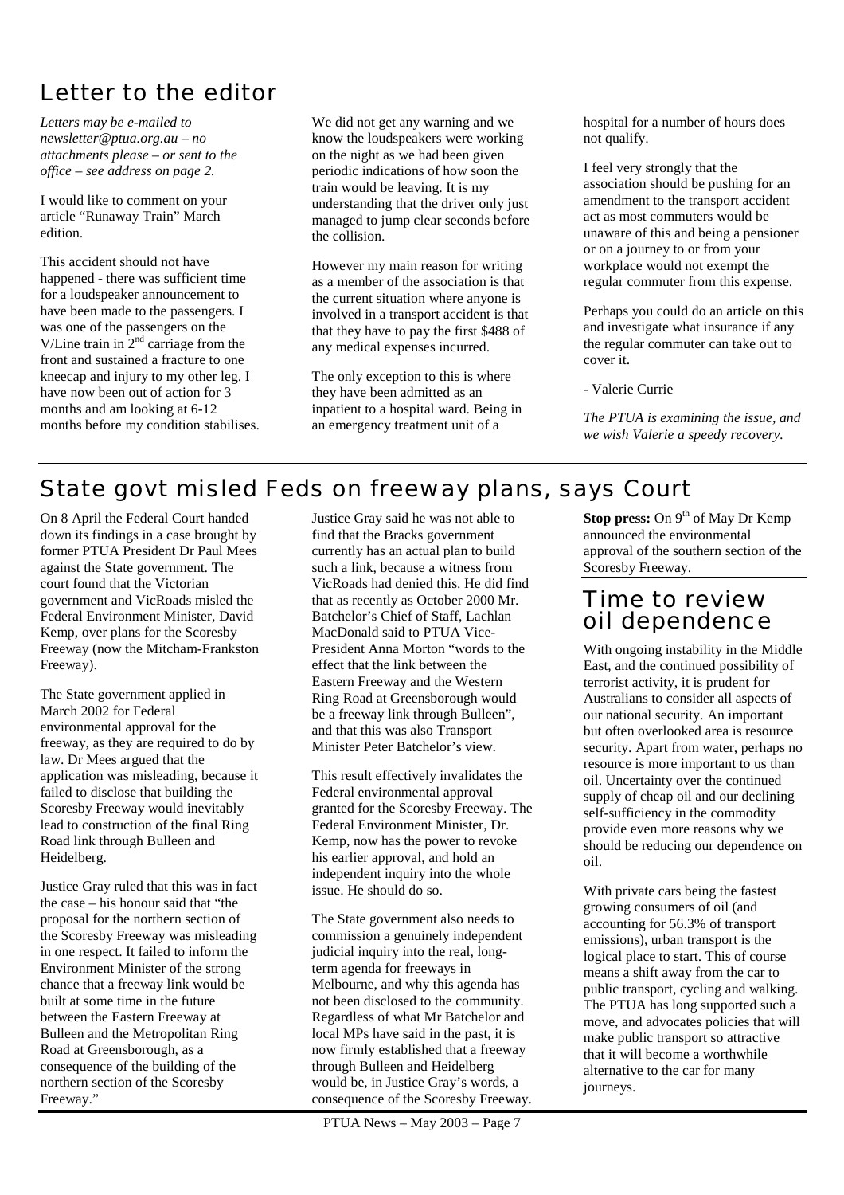## Letter to the editor

*Letters may be e-mailed to newsletter@ptua.org.au – no attachments please – or sent to the office – see address on page 2.*

I would like to comment on your article "Runaway Train" March edition.

This accident should not have happened - there was sufficient time for a loudspeaker announcement to have been made to the passengers. I was one of the passengers on the V/Line train in 2nd carriage from the front and sustained a fracture to one kneecap and injury to my other leg. I have now been out of action for 3 months and am looking at 6-12 months before my condition stabilises.

We did not get any warning and we know the loudspeakers were working on the night as we had been given periodic indications of how soon the train would be leaving. It is my understanding that the driver only just managed to jump clear seconds before the collision.

However my main reason for writing as a member of the association is that the current situation where anyone is involved in a transport accident is that that they have to pay the first $488 of any medical expenses incurred.

The only exception to this is where they have been admitted as an inpatient to a hospital ward. Being in an emergency treatment unit of a hospital for a number of hours does not qualify.

I feel very strongly that the association should be pushing for an amendment to the transport accident act as most commuters would be unaware of this and being a pensioner or on a journey to or from your workplace would not exempt the regular commuter from this expense.

Perhaps you could do an article on this and investigate what insurance if any the regular commuter can take out to cover it.

- Valerie Currie

*The PTUA is examining the issue, and we wish Valerie a speedy recovery.*

## State govt misled Feds on freeway plans, says Court

On 8 April the Federal Court handed down its findings in a case brought by former PTUA President Dr Paul Mees against the State government. The court found that the Victorian government and VicRoads misled the Federal Environment Minister, David Kemp, over plans for the Scoresby Freeway (now the Mitcham-Frankston Freeway).

The State government applied in March 2002 for Federal environmental approval for the freeway, as they are required to do by law. Dr Mees argued that the application was misleading, because it failed to disclose that building the Scoresby Freeway would inevitably lead to construction of the final Ring Road link through Bulleen and Heidelberg.

Justice Gray ruled that this was in fact the case – his honour said that "the proposal for the northern section of the Scoresby Freeway was misleading in one respect. It failed to inform the Environment Minister of the strong chance that a freeway link would be built at some time in the future between the Eastern Freeway at Bulleen and the Metropolitan Ring Road at Greensborough, as a consequence of the building of the northern section of the Scoresby Freeway."

Justice Gray said he was not able to find that the Bracks government currently has an actual plan to build such a link, because a witness from VicRoads had denied this. He did find that as recently as October 2000 Mr. Batchelor's Chief of Staff, Lachlan MacDonald said to PTUA Vice-President Anna Morton "words to the effect that the link between the Eastern Freeway and the Western Ring Road at Greensborough would be a freeway link through Bulleen", and that this was also Transport Minister Peter Batchelor's view.

This result effectively invalidates the Federal environmental approval granted for the Scoresby Freeway. The Federal Environment Minister, Dr. Kemp, now has the power to revoke his earlier approval, and hold an independent inquiry into the whole issue. He should do so.

The State government also needs to commission a genuinely independent judicial inquiry into the real, long-term agenda for freeways in Melbourne, and why this agenda has not been disclosed to the community. Regardless of what Mr Batchelor and local MPs have said in the past, it is now firmly established that a freeway through Bulleen and Heidelberg would be, in Justice Gray's words, a consequence of the Scoresby Freeway.

**Stop press:** On 9th of May Dr Kemp announced the environmental approval of the southern section of the Scoresby Freeway.

## Time to review oil dependence

With ongoing instability in the Middle East, and the continued possibility of terrorist activity, it is prudent for Australians to consider all aspects of our national security. An important but often overlooked area is resource security. Apart from water, perhaps no resource is more important to us than oil. Uncertainty over the continued supply of cheap oil and our declining self-sufficiency in the commodity provide even more reasons why we should be reducing our dependence on oil.

With private cars being the fastest growing consumers of oil (and accounting for 56.3% of transport emissions), urban transport is the logical place to start. This of course means a shift away from the car to public transport, cycling and walking. The PTUA has long supported such a move, and advocates policies that will make public transport so attractive that it will become a worthwhile alternative to the car for many journeys.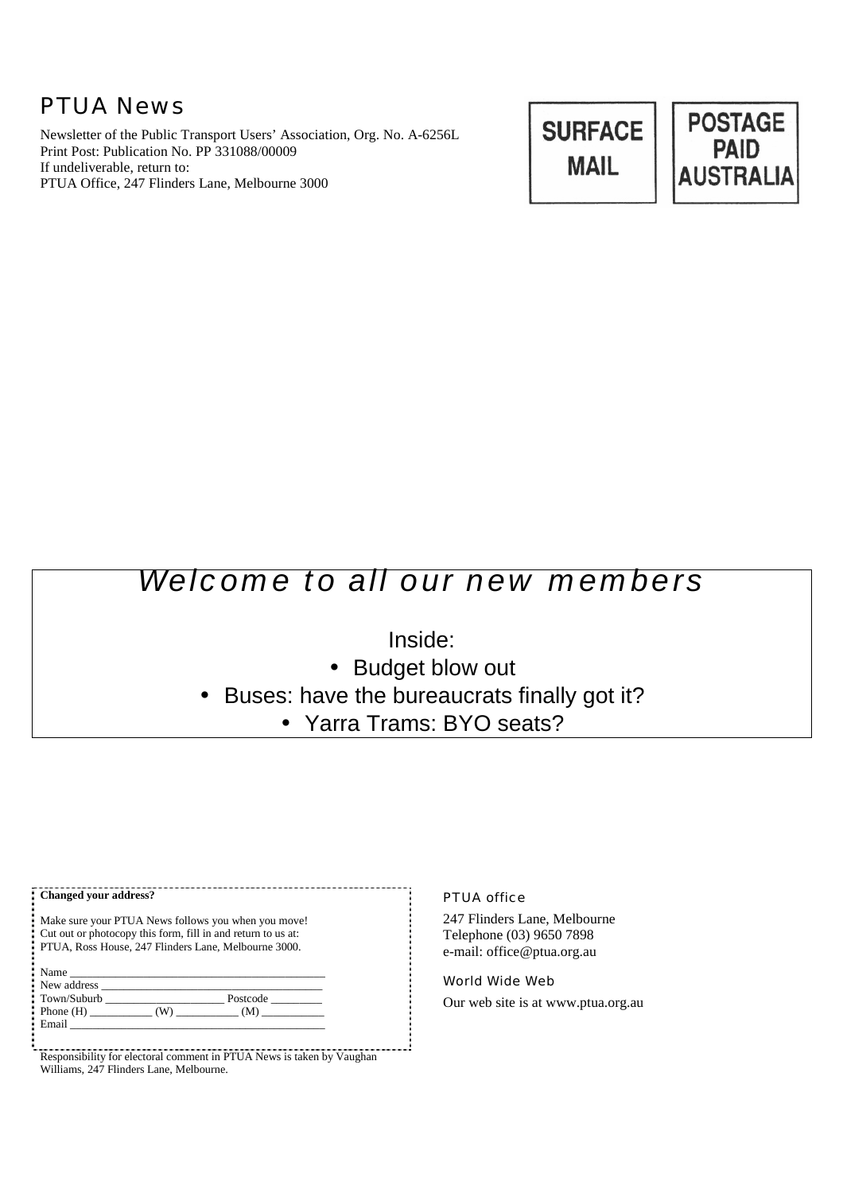# PTUA News

Newsletter of the Public Transport Users' Association, Org. No. A-6256L
Print Post: Publication No. PP 331088/00009
If undeliverable, return to:
PTUA Office, 247 Flinders Lane, Melbourne 3000

SURFACE MAIL

POSTAGE PAID AUSTRALIA

## *Welcome to all our new members*

Inside:

- Budget blow out
- Buses: have the bureaucrats finally got it?
- Yarra Trams: BYO seats?

**Changed your address?**

Make sure your PTUA News follows you when you move!
Cut out or photocopy this form, fill in and return to us at:
PTUA, Ross House, 247 Flinders Lane, Melbourne 3000.

Name ____________________________________________
New address ______________________________________
Town/Suburb _____________________ Postcode _________
Phone (H) ___________ (W) ___________ (M) ___________
Email ____________________________________________

Responsibility for electoral comment in PTUA News is taken by Vaughan Williams, 247 Flinders Lane, Melbourne.

### PTUA office

247 Flinders Lane, Melbourne
Telephone (03) 9650 7898
e-mail: office@ptua.org.au

### World Wide Web

Our web site is at www.ptua.org.au